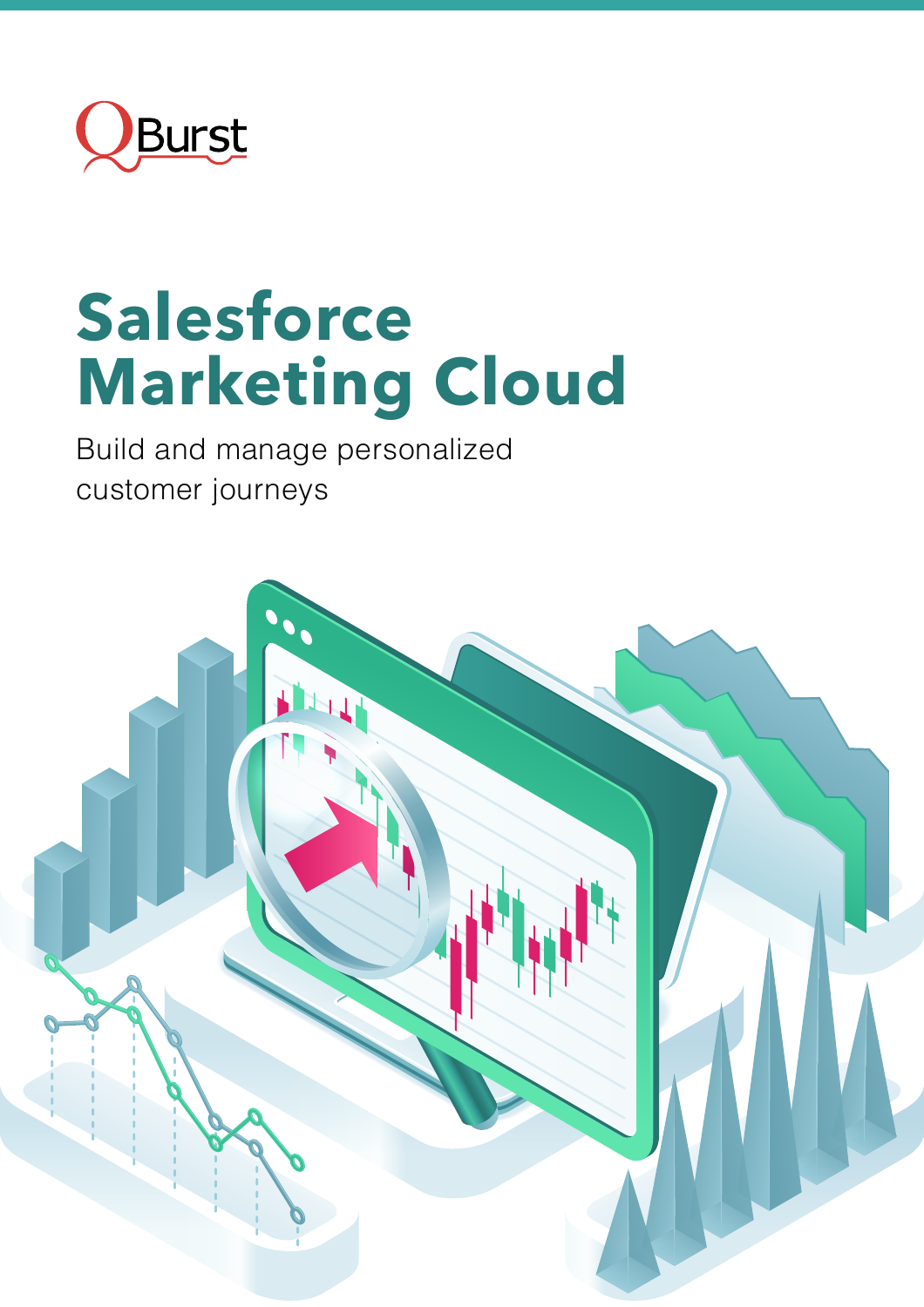QBurst

# Salesforce Marketing Cloud

Build and manage personalized customer journeys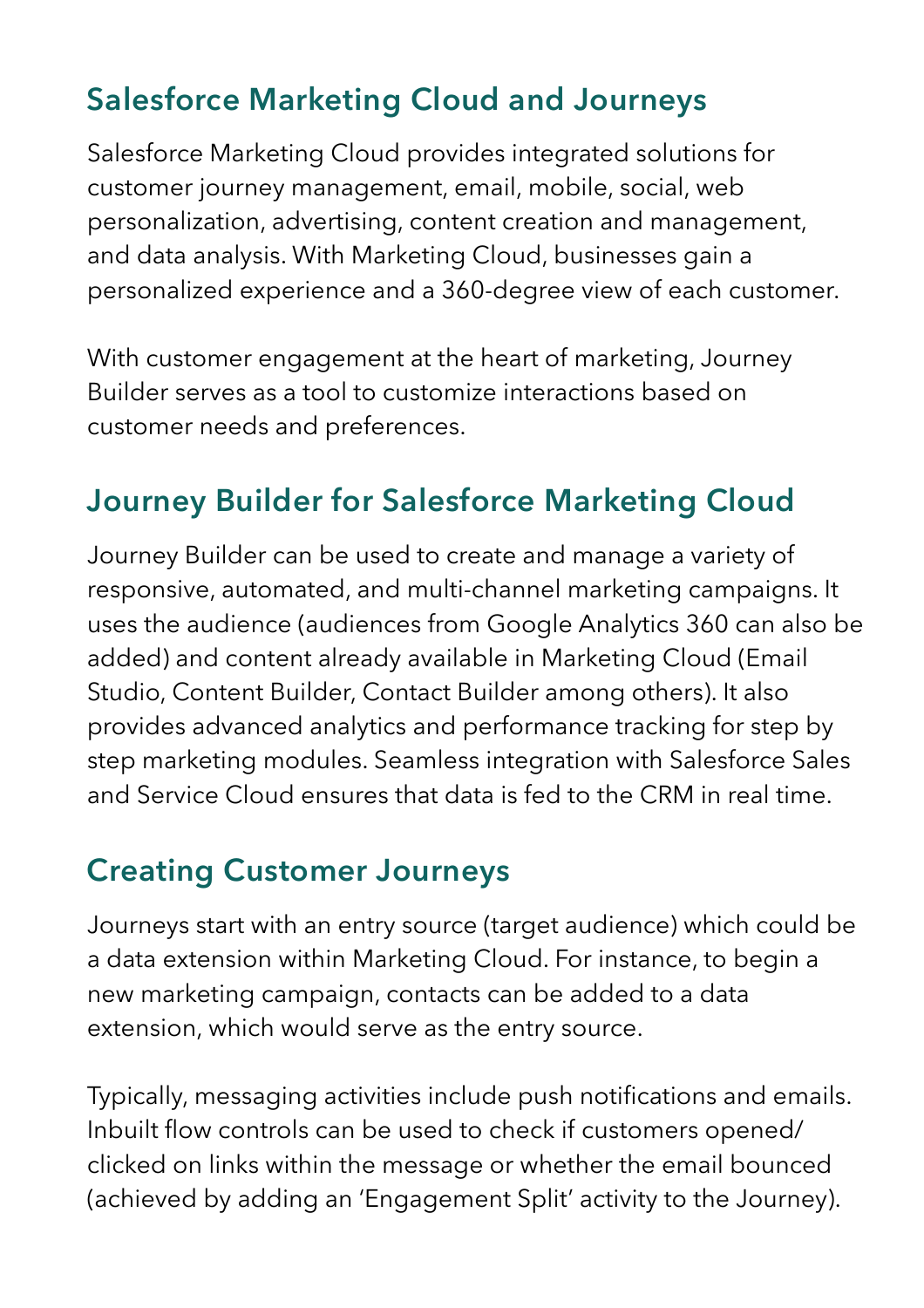## Salesforce Marketing Cloud and Journeys

Salesforce Marketing Cloud provides integrated solutions for customer journey management, email, mobile, social, web personalization, advertising, content creation and management, and data analysis. With Marketing Cloud, businesses gain a personalized experience and a 360-degree view of each customer.

With customer engagement at the heart of marketing, Journey Builder serves as a tool to customize interactions based on customer needs and preferences.

## Journey Builder for Salesforce Marketing Cloud

Journey Builder can be used to create and manage a variety of responsive, automated, and multi-channel marketing campaigns. It uses the audience (audiences from Google Analytics 360 can also be added) and content already available in Marketing Cloud (Email Studio, Content Builder, Contact Builder among others). It also provides advanced analytics and performance tracking for step by step marketing modules. Seamless integration with Salesforce Sales and Service Cloud ensures that data is fed to the CRM in real time.

## Creating Customer Journeys

Journeys start with an entry source (target audience) which could be a data extension within Marketing Cloud. For instance, to begin a new marketing campaign, contacts can be added to a data extension, which would serve as the entry source.

Typically, messaging activities include push notifications and emails. Inbuilt flow controls can be used to check if customers opened/clicked on links within the message or whether the email bounced (achieved by adding an 'Engagement Split' activity to the Journey).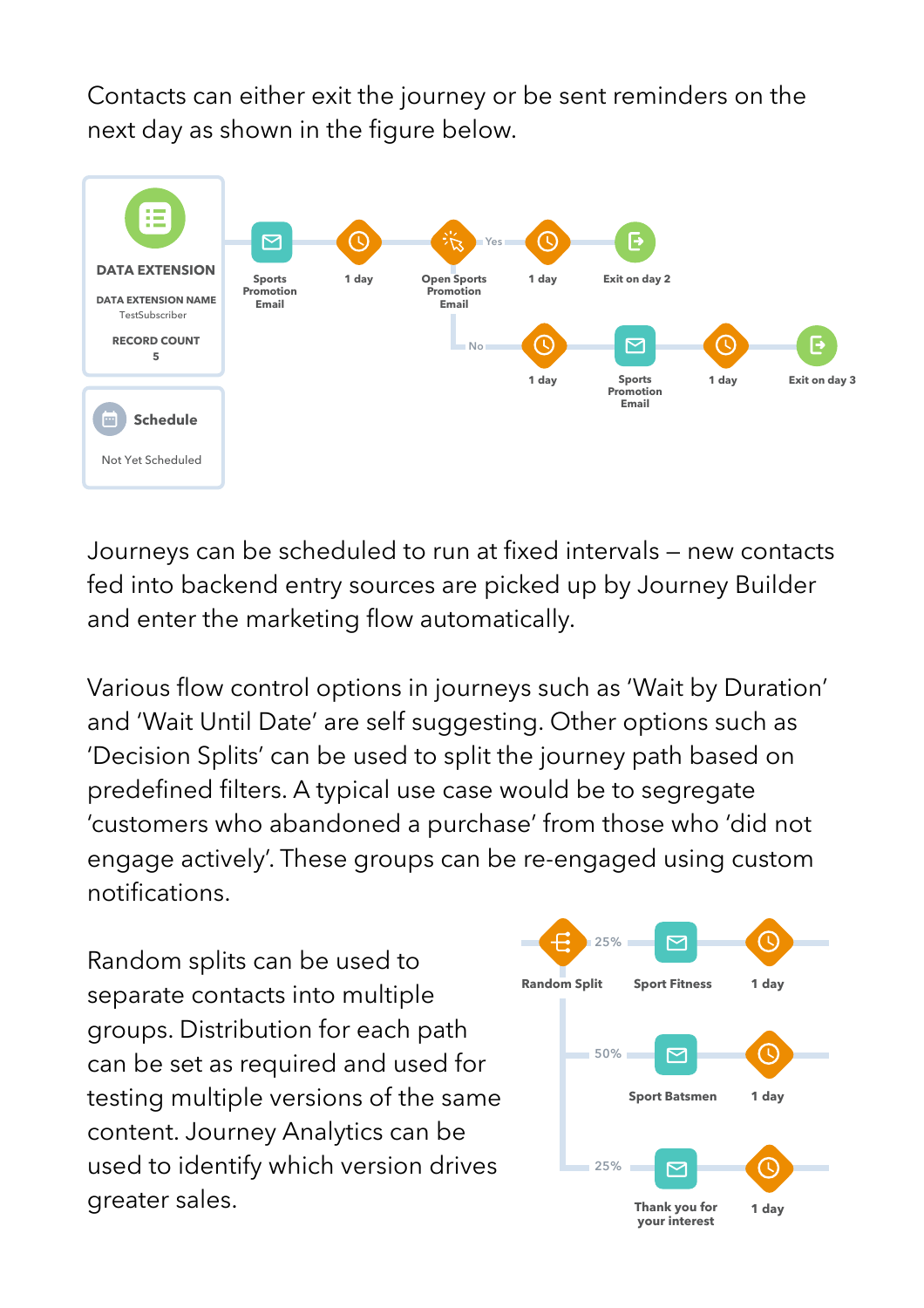Contacts can either exit the journey or be sent reminders on the next day as shown in the figure below.

Journeys can be scheduled to run at fixed intervals – new contacts fed into backend entry sources are picked up by Journey Builder and enter the marketing flow automatically.

Various flow control options in journeys such as 'Wait by Duration' and 'Wait Until Date' are self suggesting. Other options such as 'Decision Splits' can be used to split the journey path based on predefined filters. A typical use case would be to segregate 'customers who abandoned a purchase' from those who 'did not engage actively'. These groups can be re-engaged using custom notifications.

Random splits can be used to separate contacts into multiple groups. Distribution for each path can be set as required and used for testing multiple versions of the same content. Journey Analytics can be used to identify which version drives greater sales.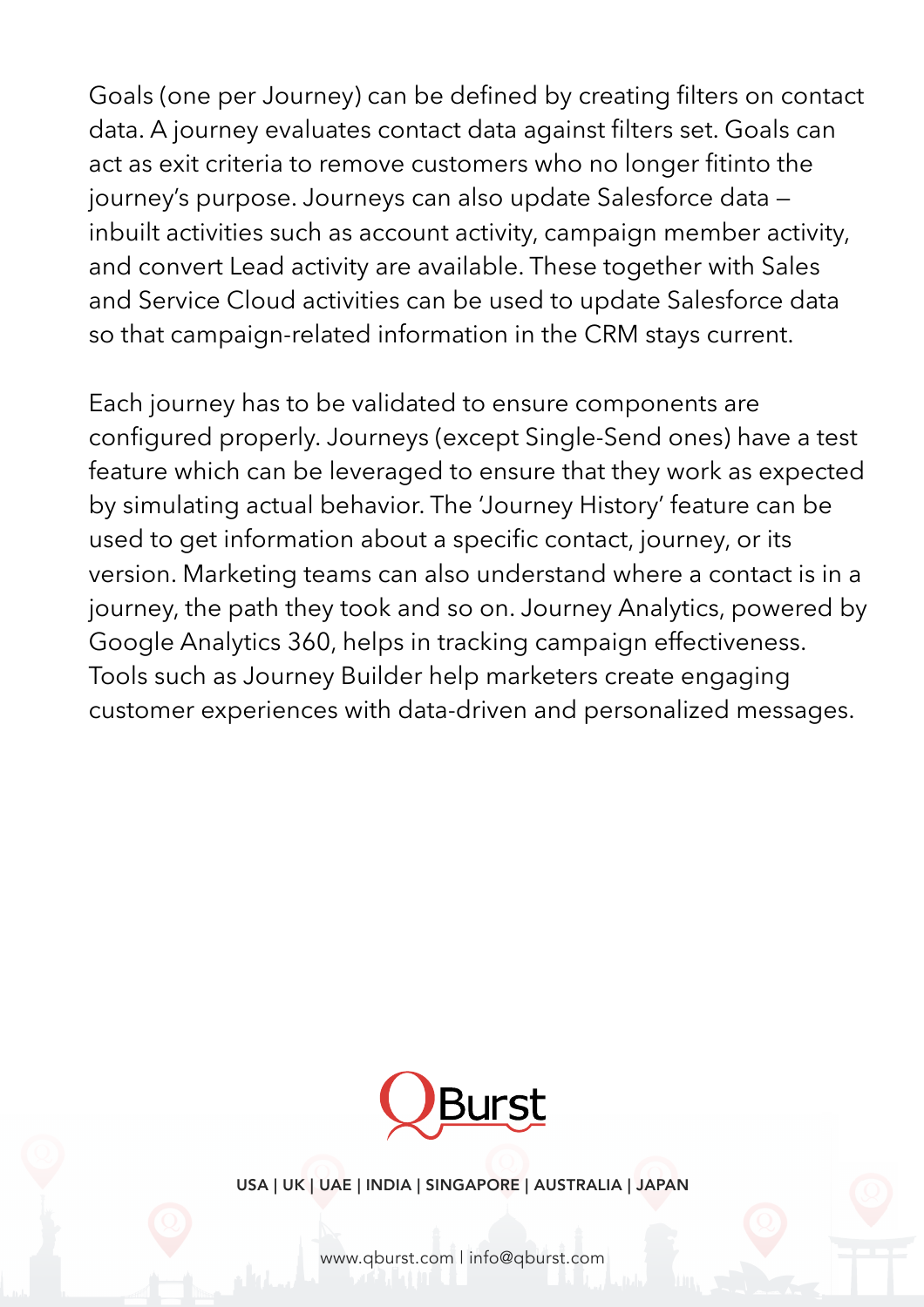Goals (one per Journey) can be defined by creating filters on contact data. A journey evaluates contact data against filters set. Goals can act as exit criteria to remove customers who no longer fitinto the journey's purpose. Journeys can also update Salesforce data – inbuilt activities such as account activity, campaign member activity, and convert Lead activity are available. These together with Sales and Service Cloud activities can be used to update Salesforce data so that campaign-related information in the CRM stays current.

Each journey has to be validated to ensure components are configured properly. Journeys (except Single-Send ones) have a test feature which can be leveraged to ensure that they work as expected by simulating actual behavior. The 'Journey History' feature can be used to get information about a specific contact, journey, or its version. Marketing teams can also understand where a contact is in a journey, the path they took and so on. Journey Analytics, powered by Google Analytics 360, helps in tracking campaign effectiveness. Tools such as Journey Builder help marketers create engaging customer experiences with data-driven and personalized messages.

QBurst

USA | UK | UAE | INDIA | SINGAPORE | AUSTRALIA | JAPAN

www.qburst.com | info@qburst.com